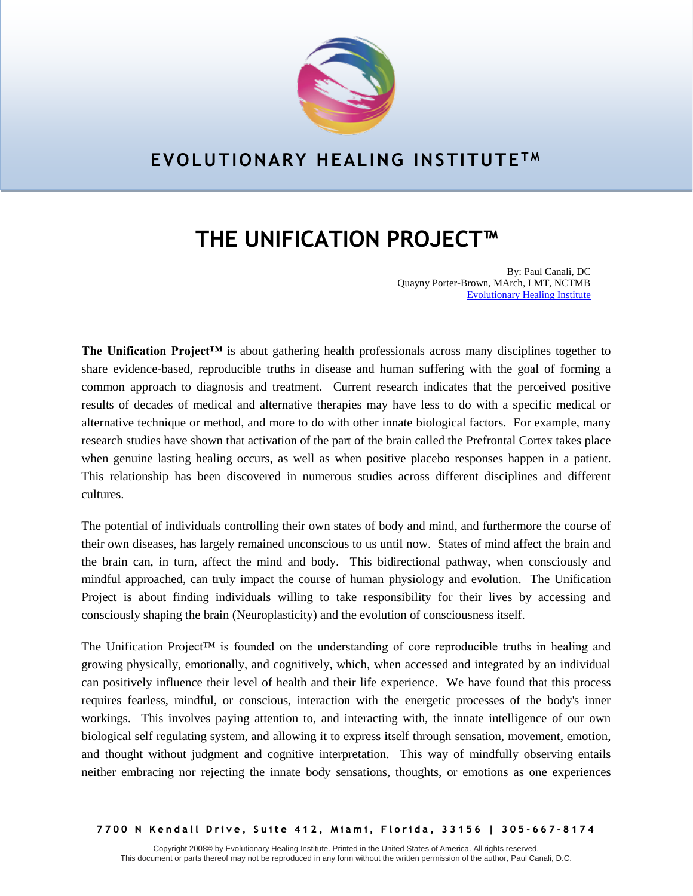# EVOLUTIONARY HEALING INSTITUTE™

# THE UNIFICATION PROJECT™

By: Paul Canali, DC
Quayny Porter-Brown, MArch, LMT, NCTMB
Evolutionary Healing Institute

**The Unification Project™** is about gathering health professionals across many disciplines together to share evidence-based, reproducible truths in disease and human suffering with the goal of forming a common approach to diagnosis and treatment. Current research indicates that the perceived positive results of decades of medical and alternative therapies may have less to do with a specific medical or alternative technique or method, and more to do with other innate biological factors. For example, many research studies have shown that activation of the part of the brain called the Prefrontal Cortex takes place when genuine lasting healing occurs, as well as when positive placebo responses happen in a patient. This relationship has been discovered in numerous studies across different disciplines and different cultures.

The potential of individuals controlling their own states of body and mind, and furthermore the course of their own diseases, has largely remained unconscious to us until now. States of mind affect the brain and the brain can, in turn, affect the mind and body. This bidirectional pathway, when consciously and mindful approached, can truly impact the course of human physiology and evolution. The Unification Project is about finding individuals willing to take responsibility for their lives by accessing and consciously shaping the brain (Neuroplasticity) and the evolution of consciousness itself.

The Unification Project™ is founded on the understanding of core reproducible truths in healing and growing physically, emotionally, and cognitively, which, when accessed and integrated by an individual can positively influence their level of health and their life experience. We have found that this process requires fearless, mindful, or conscious, interaction with the energetic processes of the body's inner workings. This involves paying attention to, and interacting with, the innate intelligence of our own biological self regulating system, and allowing it to express itself through sensation, movement, emotion, and thought without judgment and cognitive interpretation. This way of mindfully observing entails neither embracing nor rejecting the innate body sensations, thoughts, or emotions as one experiences

7700 N Kendall Drive, Suite 412, Miami, Florida, 33156 | 305-667-8174

Copyright 2008© by Evolutionary Healing Institute. Printed in the United States of America. All rights reserved.
This document or parts thereof may not be reproduced in any form without the written permission of the author, Paul Canali, D.C.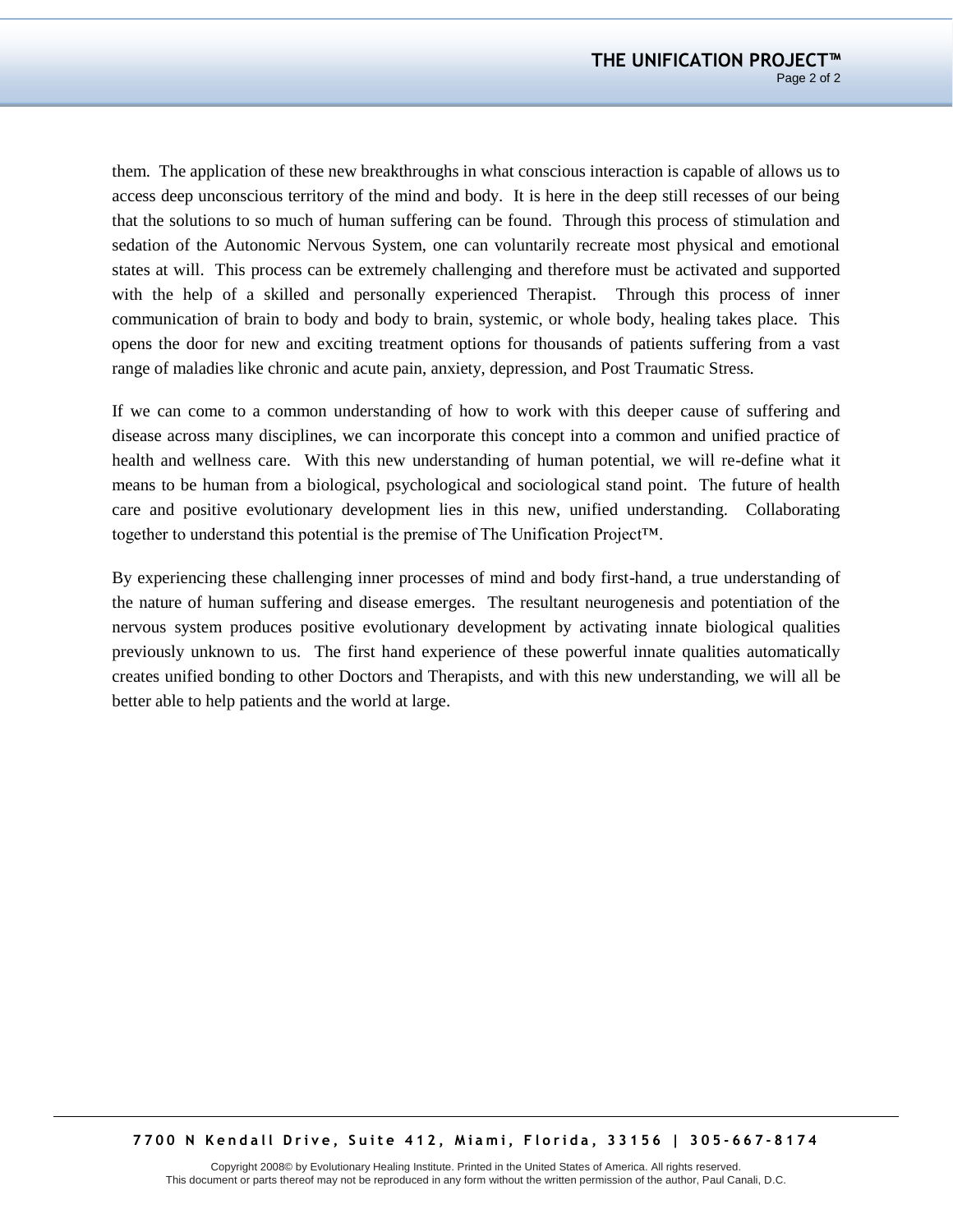them. The application of these new breakthroughs in what conscious interaction is capable of allows us to access deep unconscious territory of the mind and body. It is here in the deep still recesses of our being that the solutions to so much of human suffering can be found. Through this process of stimulation and sedation of the Autonomic Nervous System, one can voluntarily recreate most physical and emotional states at will. This process can be extremely challenging and therefore must be activated and supported with the help of a skilled and personally experienced Therapist. Through this process of inner communication of brain to body and body to brain, systemic, or whole body, healing takes place. This opens the door for new and exciting treatment options for thousands of patients suffering from a vast range of maladies like chronic and acute pain, anxiety, depression, and Post Traumatic Stress.

If we can come to a common understanding of how to work with this deeper cause of suffering and disease across many disciplines, we can incorporate this concept into a common and unified practice of health and wellness care. With this new understanding of human potential, we will re-define what it means to be human from a biological, psychological and sociological stand point. The future of health care and positive evolutionary development lies in this new, unified understanding. Collaborating together to understand this potential is the premise of The Unification Project™.

By experiencing these challenging inner processes of mind and body first-hand, a true understanding of the nature of human suffering and disease emerges. The resultant neurogenesis and potentiation of the nervous system produces positive evolutionary development by activating innate biological qualities previously unknown to us. The first hand experience of these powerful innate qualities automatically creates unified bonding to other Doctors and Therapists, and with this new understanding, we will all be better able to help patients and the world at large.

7700 N Kendall Drive, Suite 412, Miami, Florida, 33156 | 305-667-8174

Copyright 2008© by Evolutionary Healing Institute. Printed in the United States of America. All rights reserved.
This document or parts thereof may not be reproduced in any form without the written permission of the author, Paul Canali, D.C.